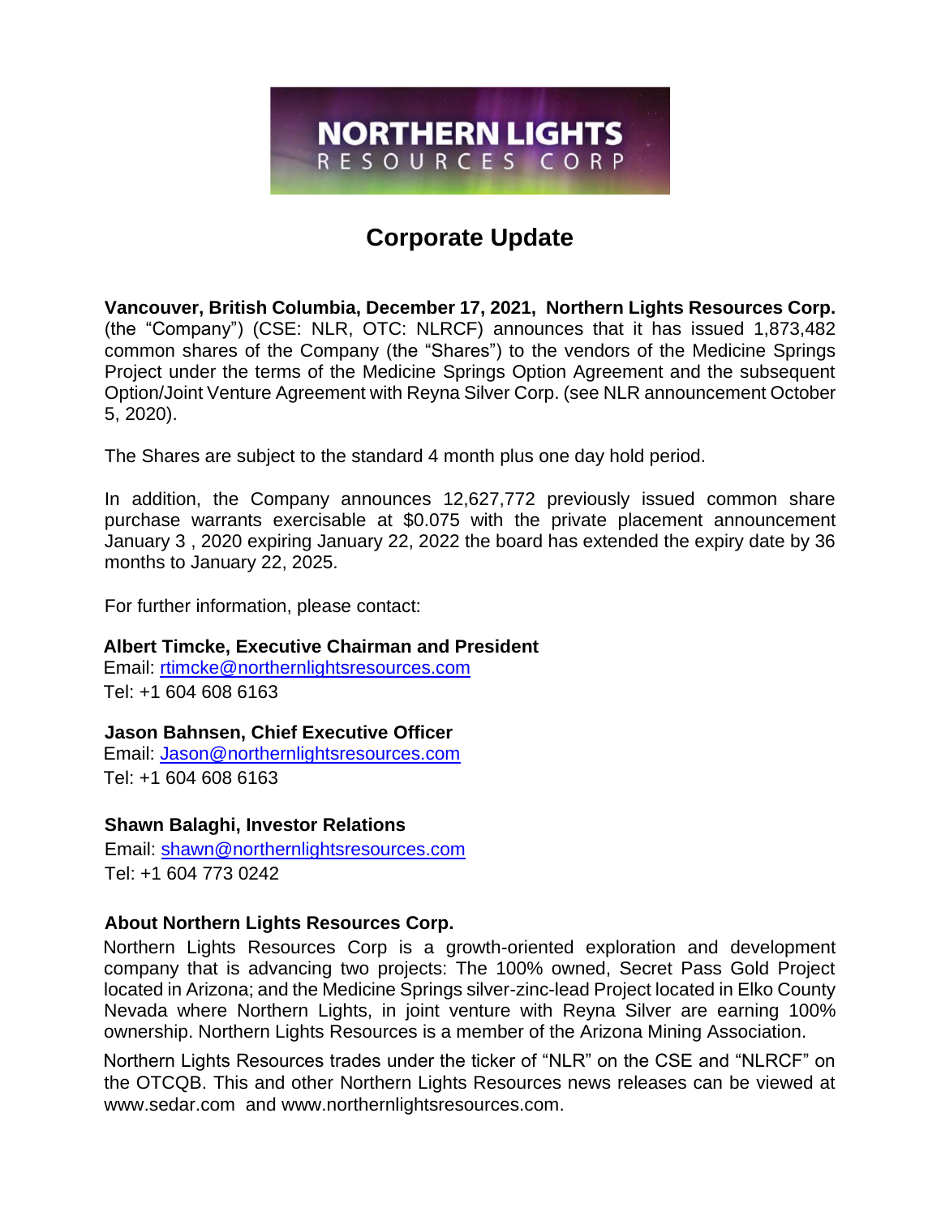NORTHERN LIGHTS RESOURCES CORP

# Corporate Update

**Vancouver, British Columbia, December 17, 2021, Northern Lights Resources Corp.** (the "Company") (CSE: NLR, OTC: NLRCF) announces that it has issued 1,873,482 common shares of the Company (the "Shares") to the vendors of the Medicine Springs Project under the terms of the Medicine Springs Option Agreement and the subsequent Option/Joint Venture Agreement with Reyna Silver Corp. (see NLR announcement October 5, 2020).

The Shares are subject to the standard 4 month plus one day hold period.

In addition, the Company announces 12,627,772 previously issued common share purchase warrants exercisable at $0.075 with the private placement announcement January 3 , 2020 expiring January 22, 2022 the board has extended the expiry date by 36 months to January 22, 2025.

For further information, please contact:

**Albert Timcke, Executive Chairman and President**
Email: rtimcke@northernlightsresources.com
Tel: +1 604 608 6163

**Jason Bahnsen, Chief Executive Officer**
Email: Jason@northernlightsresources.com
Tel: +1 604 608 6163

**Shawn Balaghi, Investor Relations**
Email: shawn@northernlightsresources.com
Tel: +1 604 773 0242

**About Northern Lights Resources Corp.**

Northern Lights Resources Corp is a growth-oriented exploration and development company that is advancing two projects: The 100% owned, Secret Pass Gold Project located in Arizona; and the Medicine Springs silver-zinc-lead Project located in Elko County Nevada where Northern Lights, in joint venture with Reyna Silver are earning 100% ownership. Northern Lights Resources is a member of the Arizona Mining Association.

Northern Lights Resources trades under the ticker of "NLR" on the CSE and "NLRCF" on the OTCQB. This and other Northern Lights Resources news releases can be viewed at www.sedar.com and www.northernlightsresources.com.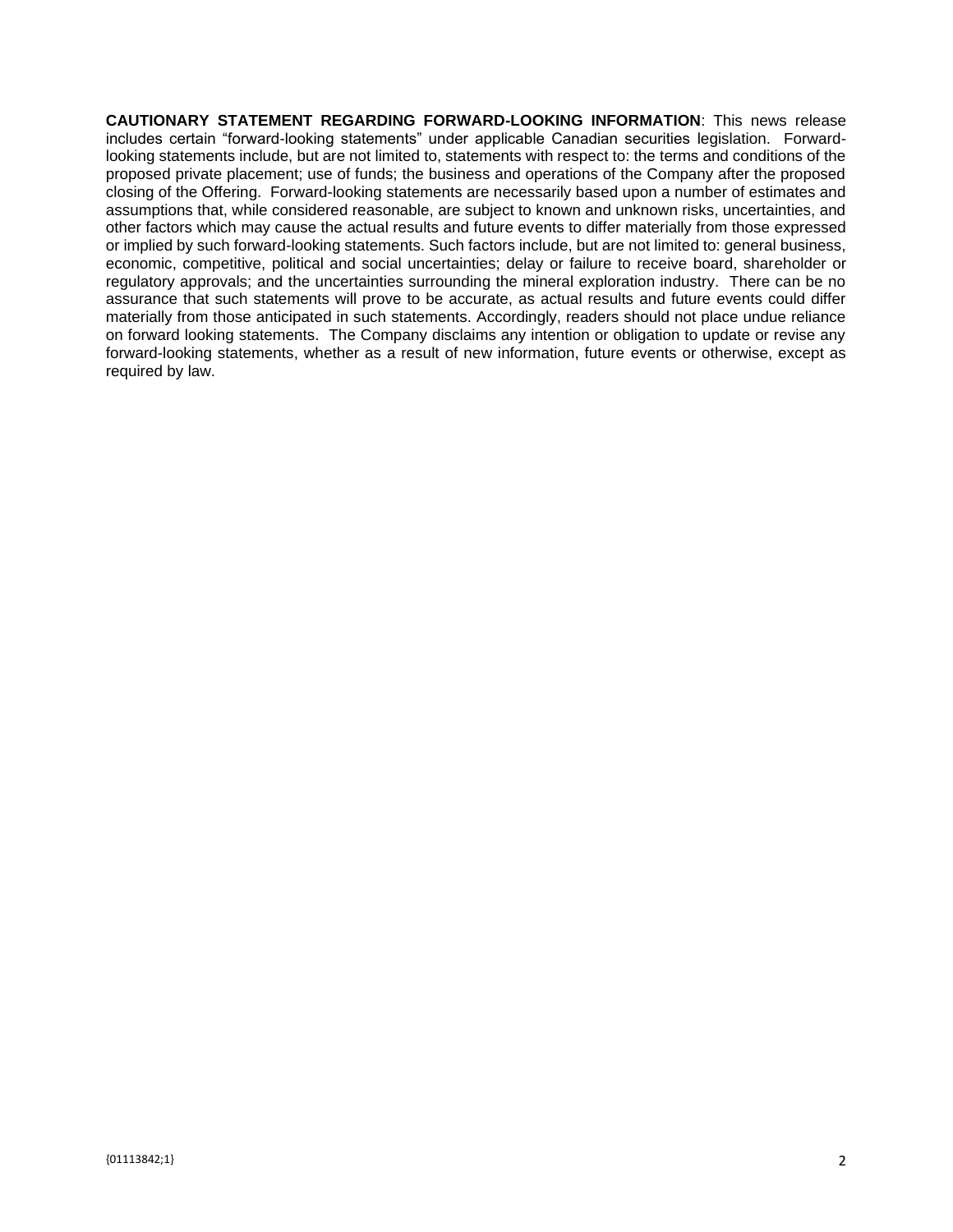**CAUTIONARY STATEMENT REGARDING FORWARD-LOOKING INFORMATION**: This news release includes certain "forward-looking statements" under applicable Canadian securities legislation. Forward-looking statements include, but are not limited to, statements with respect to: the terms and conditions of the proposed private placement; use of funds; the business and operations of the Company after the proposed closing of the Offering. Forward-looking statements are necessarily based upon a number of estimates and assumptions that, while considered reasonable, are subject to known and unknown risks, uncertainties, and other factors which may cause the actual results and future events to differ materially from those expressed or implied by such forward-looking statements. Such factors include, but are not limited to: general business, economic, competitive, political and social uncertainties; delay or failure to receive board, shareholder or regulatory approvals; and the uncertainties surrounding the mineral exploration industry. There can be no assurance that such statements will prove to be accurate, as actual results and future events could differ materially from those anticipated in such statements. Accordingly, readers should not place undue reliance on forward looking statements. The Company disclaims any intention or obligation to update or revise any forward-looking statements, whether as a result of new information, future events or otherwise, except as required by law.

{01113842;1}